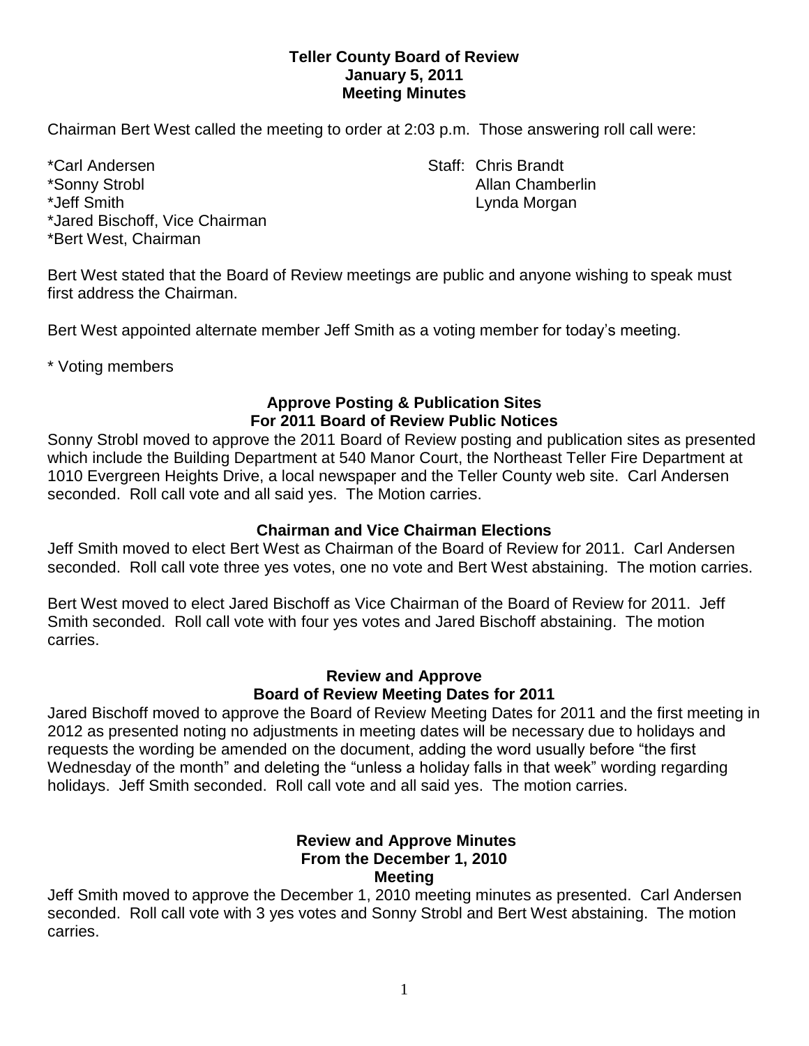**Teller County Board of Review**
**January 5, 2011**
**Meeting Minutes**

Chairman Bert West called the meeting to order at 2:03 p.m. Those answering roll call were:

*Carl Andersen
*Sonny Strobl
*Jeff Smith
*Jared Bischoff, Vice Chairman
*Bert West, Chairman

Staff: Chris Brandt
Allan Chamberlin
Lynda Morgan

Bert West stated that the Board of Review meetings are public and anyone wishing to speak must first address the Chairman.

Bert West appointed alternate member Jeff Smith as a voting member for today's meeting.

* Voting members

### Approve Posting & Publication Sites For 2011 Board of Review Public Notices

Sonny Strobl moved to approve the 2011 Board of Review posting and publication sites as presented which include the Building Department at 540 Manor Court, the Northeast Teller Fire Department at 1010 Evergreen Heights Drive, a local newspaper and the Teller County web site. Carl Andersen seconded. Roll call vote and all said yes. The Motion carries.

### Chairman and Vice Chairman Elections

Jeff Smith moved to elect Bert West as Chairman of the Board of Review for 2011. Carl Andersen seconded. Roll call vote three yes votes, one no vote and Bert West abstaining. The motion carries.

Bert West moved to elect Jared Bischoff as Vice Chairman of the Board of Review for 2011. Jeff Smith seconded. Roll call vote with four yes votes and Jared Bischoff abstaining. The motion carries.

### Review and Approve Board of Review Meeting Dates for 2011

Jared Bischoff moved to approve the Board of Review Meeting Dates for 2011 and the first meeting in 2012 as presented noting no adjustments in meeting dates will be necessary due to holidays and requests the wording be amended on the document, adding the word usually before "the first Wednesday of the month" and deleting the "unless a holiday falls in that week" wording regarding holidays. Jeff Smith seconded. Roll call vote and all said yes. The motion carries.

### Review and Approve Minutes From the December 1, 2010 Meeting

Jeff Smith moved to approve the December 1, 2010 meeting minutes as presented. Carl Andersen seconded. Roll call vote with 3 yes votes and Sonny Strobl and Bert West abstaining. The motion carries.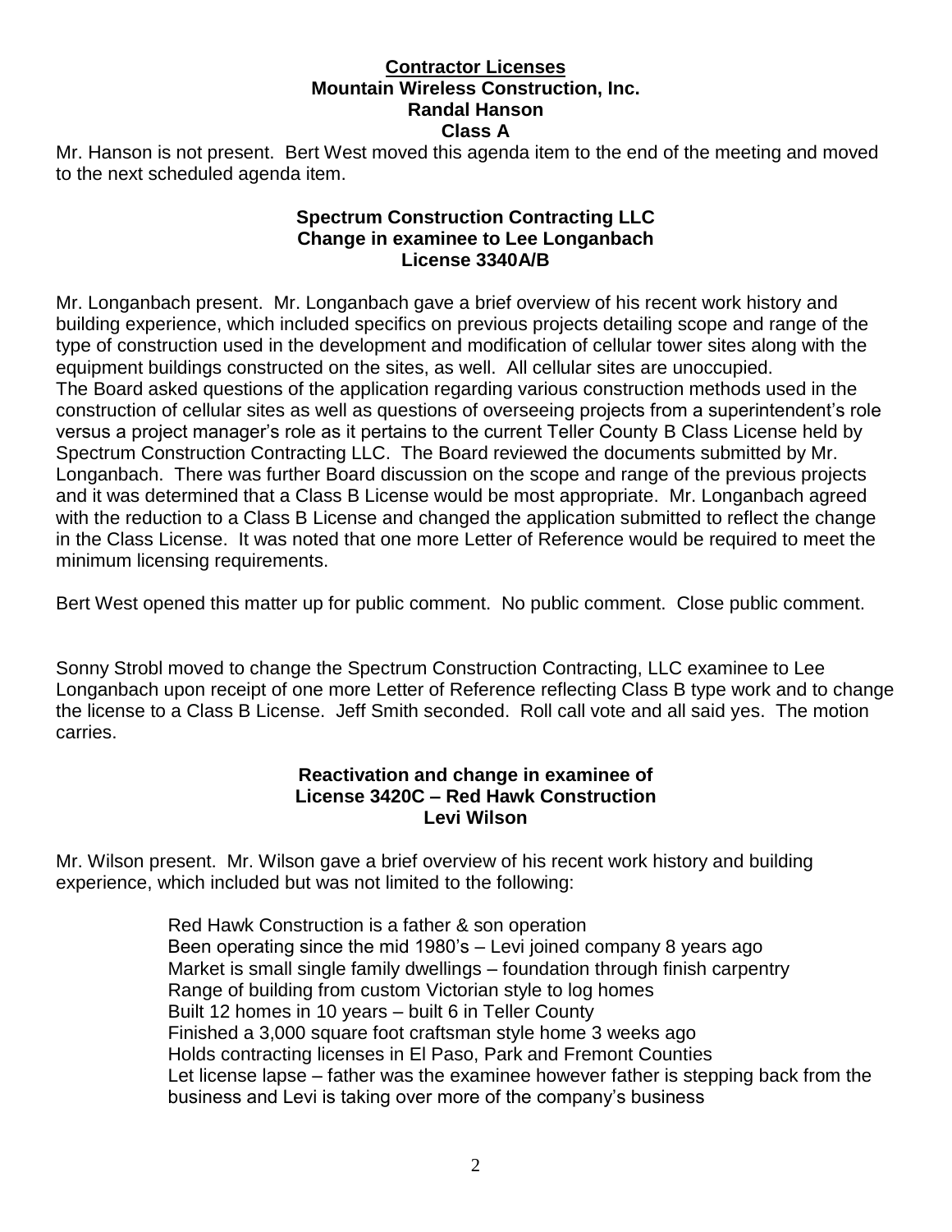**Contractor Licenses**
**Mountain Wireless Construction, Inc.**
**Randal Hanson**
**Class A**

Mr. Hanson is not present. Bert West moved this agenda item to the end of the meeting and moved to the next scheduled agenda item.

**Spectrum Construction Contracting LLC**
**Change in examinee to Lee Longanbach**
**License 3340A/B**

Mr. Longanbach present. Mr. Longanbach gave a brief overview of his recent work history and building experience, which included specifics on previous projects detailing scope and range of the type of construction used in the development and modification of cellular tower sites along with the equipment buildings constructed on the sites, as well. All cellular sites are unoccupied. The Board asked questions of the application regarding various construction methods used in the construction of cellular sites as well as questions of overseeing projects from a superintendent's role versus a project manager's role as it pertains to the current Teller County B Class License held by Spectrum Construction Contracting LLC. The Board reviewed the documents submitted by Mr. Longanbach. There was further Board discussion on the scope and range of the previous projects and it was determined that a Class B License would be most appropriate. Mr. Longanbach agreed with the reduction to a Class B License and changed the application submitted to reflect the change in the Class License. It was noted that one more Letter of Reference would be required to meet the minimum licensing requirements.

Bert West opened this matter up for public comment. No public comment. Close public comment.

Sonny Strobl moved to change the Spectrum Construction Contracting, LLC examinee to Lee Longanbach upon receipt of one more Letter of Reference reflecting Class B type work and to change the license to a Class B License. Jeff Smith seconded. Roll call vote and all said yes. The motion carries.

**Reactivation and change in examinee of**
**License 3420C – Red Hawk Construction**
**Levi Wilson**

Mr. Wilson present. Mr. Wilson gave a brief overview of his recent work history and building experience, which included but was not limited to the following:

Red Hawk Construction is a father & son operation
Been operating since the mid 1980's – Levi joined company 8 years ago
Market is small single family dwellings – foundation through finish carpentry
Range of building from custom Victorian style to log homes
Built 12 homes in 10 years – built 6 in Teller County
Finished a 3,000 square foot craftsman style home 3 weeks ago
Holds contracting licenses in El Paso, Park and Fremont Counties
Let license lapse – father was the examinee however father is stepping back from the business and Levi is taking over more of the company's business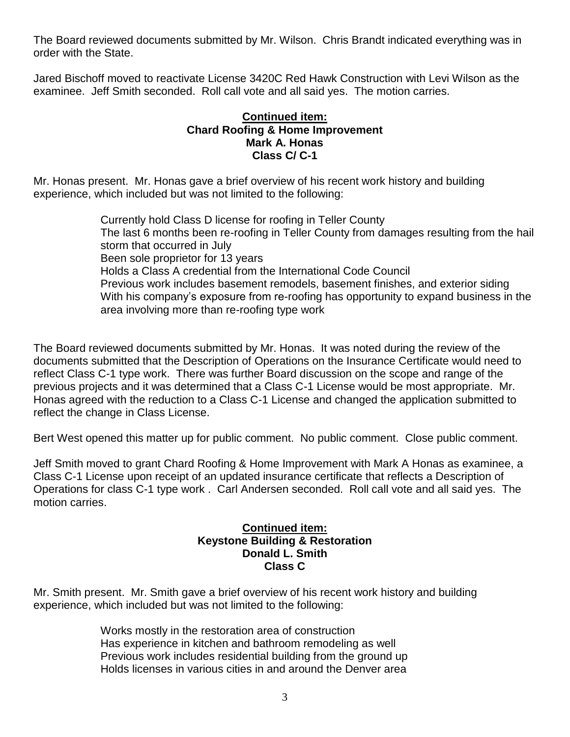The Board reviewed documents submitted by Mr. Wilson. Chris Brandt indicated everything was in order with the State.

Jared Bischoff moved to reactivate License 3420C Red Hawk Construction with Levi Wilson as the examinee. Jeff Smith seconded. Roll call vote and all said yes. The motion carries.

**Continued item:**
**Chard Roofing & Home Improvement**
**Mark A. Honas**
**Class C/ C-1**

Mr. Honas present. Mr. Honas gave a brief overview of his recent work history and building experience, which included but was not limited to the following:

- Currently hold Class D license for roofing in Teller County
- The last 6 months been re-roofing in Teller County from damages resulting from the hail storm that occurred in July
- Been sole proprietor for 13 years
- Holds a Class A credential from the International Code Council
- Previous work includes basement remodels, basement finishes, and exterior siding
- With his company's exposure from re-roofing has opportunity to expand business in the area involving more than re-roofing type work

The Board reviewed documents submitted by Mr. Honas. It was noted during the review of the documents submitted that the Description of Operations on the Insurance Certificate would need to reflect Class C-1 type work. There was further Board discussion on the scope and range of the previous projects and it was determined that a Class C-1 License would be most appropriate. Mr. Honas agreed with the reduction to a Class C-1 License and changed the application submitted to reflect the change in Class License.

Bert West opened this matter up for public comment. No public comment. Close public comment.

Jeff Smith moved to grant Chard Roofing & Home Improvement with Mark A Honas as examinee, a Class C-1 License upon receipt of an updated insurance certificate that reflects a Description of Operations for class C-1 type work . Carl Andersen seconded. Roll call vote and all said yes. The motion carries.

**Continued item:**
**Keystone Building & Restoration**
**Donald L. Smith**
**Class C**

Mr. Smith present. Mr. Smith gave a brief overview of his recent work history and building experience, which included but was not limited to the following:

- Works mostly in the restoration area of construction
- Has experience in kitchen and bathroom remodeling as well
- Previous work includes residential building from the ground up
- Holds licenses in various cities in and around the Denver area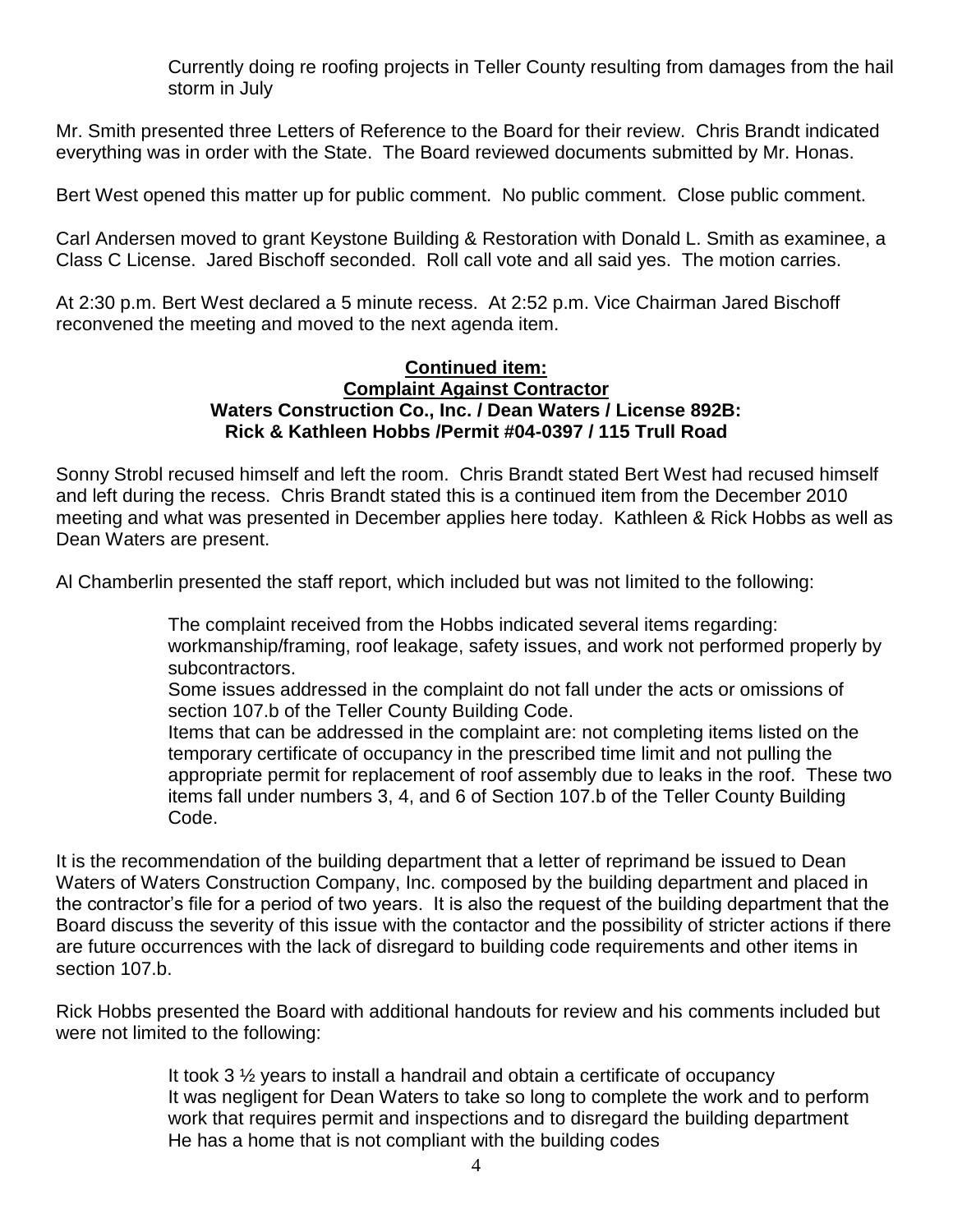Currently doing re roofing projects in Teller County resulting from damages from the hail storm in July

Mr. Smith presented three Letters of Reference to the Board for their review. Chris Brandt indicated everything was in order with the State. The Board reviewed documents submitted by Mr. Honas.

Bert West opened this matter up for public comment. No public comment. Close public comment.

Carl Andersen moved to grant Keystone Building & Restoration with Donald L. Smith as examinee, a Class C License. Jared Bischoff seconded. Roll call vote and all said yes. The motion carries.

At 2:30 p.m. Bert West declared a 5 minute recess. At 2:52 p.m. Vice Chairman Jared Bischoff reconvened the meeting and moved to the next agenda item.

**<u>Continued item:</u>**
**<u>Complaint Against Contractor</u>**
**Waters Construction Co., Inc. / Dean Waters / License 892B:**
**Rick & Kathleen Hobbs /Permit #04-0397 / 115 Trull Road**

Sonny Strobl recused himself and left the room. Chris Brandt stated Bert West had recused himself and left during the recess. Chris Brandt stated this is a continued item from the December 2010 meeting and what was presented in December applies here today. Kathleen & Rick Hobbs as well as Dean Waters are present.

Al Chamberlin presented the staff report, which included but was not limited to the following:

> The complaint received from the Hobbs indicated several items regarding: workmanship/framing, roof leakage, safety issues, and work not performed properly by subcontractors.
> Some issues addressed in the complaint do not fall under the acts or omissions of section 107.b of the Teller County Building Code.
> Items that can be addressed in the complaint are: not completing items listed on the temporary certificate of occupancy in the prescribed time limit and not pulling the appropriate permit for replacement of roof assembly due to leaks in the roof. These two items fall under numbers 3, 4, and 6 of Section 107.b of the Teller County Building Code.

It is the recommendation of the building department that a letter of reprimand be issued to Dean Waters of Waters Construction Company, Inc. composed by the building department and placed in the contractor's file for a period of two years. It is also the request of the building department that the Board discuss the severity of this issue with the contactor and the possibility of stricter actions if there are future occurrences with the lack of disregard to building code requirements and other items in section 107.b.

Rick Hobbs presented the Board with additional handouts for review and his comments included but were not limited to the following:

> It took 3 ½ years to install a handrail and obtain a certificate of occupancy
> It was negligent for Dean Waters to take so long to complete the work and to perform work that requires permit and inspections and to disregard the building department
> He has a home that is not compliant with the building codes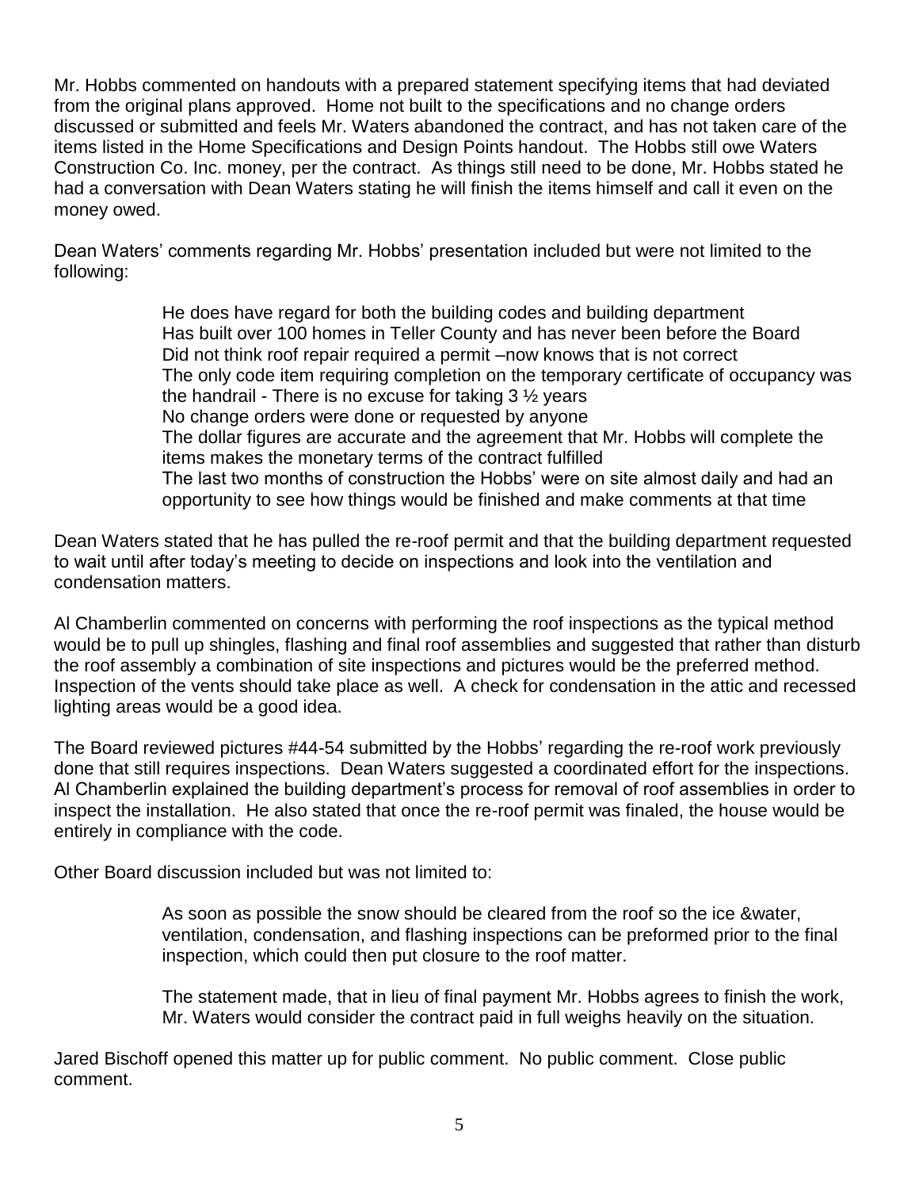Mr. Hobbs commented on handouts with a prepared statement specifying items that had deviated from the original plans approved. Home not built to the specifications and no change orders discussed or submitted and feels Mr. Waters abandoned the contract, and has not taken care of the items listed in the Home Specifications and Design Points handout. The Hobbs still owe Waters Construction Co. Inc. money, per the contract. As things still need to be done, Mr. Hobbs stated he had a conversation with Dean Waters stating he will finish the items himself and call it even on the money owed.

Dean Waters' comments regarding Mr. Hobbs' presentation included but were not limited to the following:

> He does have regard for both the building codes and building department
> Has built over 100 homes in Teller County and has never been before the Board
> Did not think roof repair required a permit –now knows that is not correct
> The only code item requiring completion on the temporary certificate of occupancy was the handrail - There is no excuse for taking 3 ½ years
> No change orders were done or requested by anyone
> The dollar figures are accurate and the agreement that Mr. Hobbs will complete the items makes the monetary terms of the contract fulfilled
> The last two months of construction the Hobbs' were on site almost daily and had an opportunity to see how things would be finished and make comments at that time

Dean Waters stated that he has pulled the re-roof permit and that the building department requested to wait until after today's meeting to decide on inspections and look into the ventilation and condensation matters.

Al Chamberlin commented on concerns with performing the roof inspections as the typical method would be to pull up shingles, flashing and final roof assemblies and suggested that rather than disturb the roof assembly a combination of site inspections and pictures would be the preferred method. Inspection of the vents should take place as well. A check for condensation in the attic and recessed lighting areas would be a good idea.

The Board reviewed pictures #44-54 submitted by the Hobbs' regarding the re-roof work previously done that still requires inspections. Dean Waters suggested a coordinated effort for the inspections. Al Chamberlin explained the building department's process for removal of roof assemblies in order to inspect the installation. He also stated that once the re-roof permit was finaled, the house would be entirely in compliance with the code.

Other Board discussion included but was not limited to:

> As soon as possible the snow should be cleared from the roof so the ice &water, ventilation, condensation, and flashing inspections can be preformed prior to the final inspection, which could then put closure to the roof matter.
>
> The statement made, that in lieu of final payment Mr. Hobbs agrees to finish the work, Mr. Waters would consider the contract paid in full weighs heavily on the situation.

Jared Bischoff opened this matter up for public comment. No public comment. Close public comment.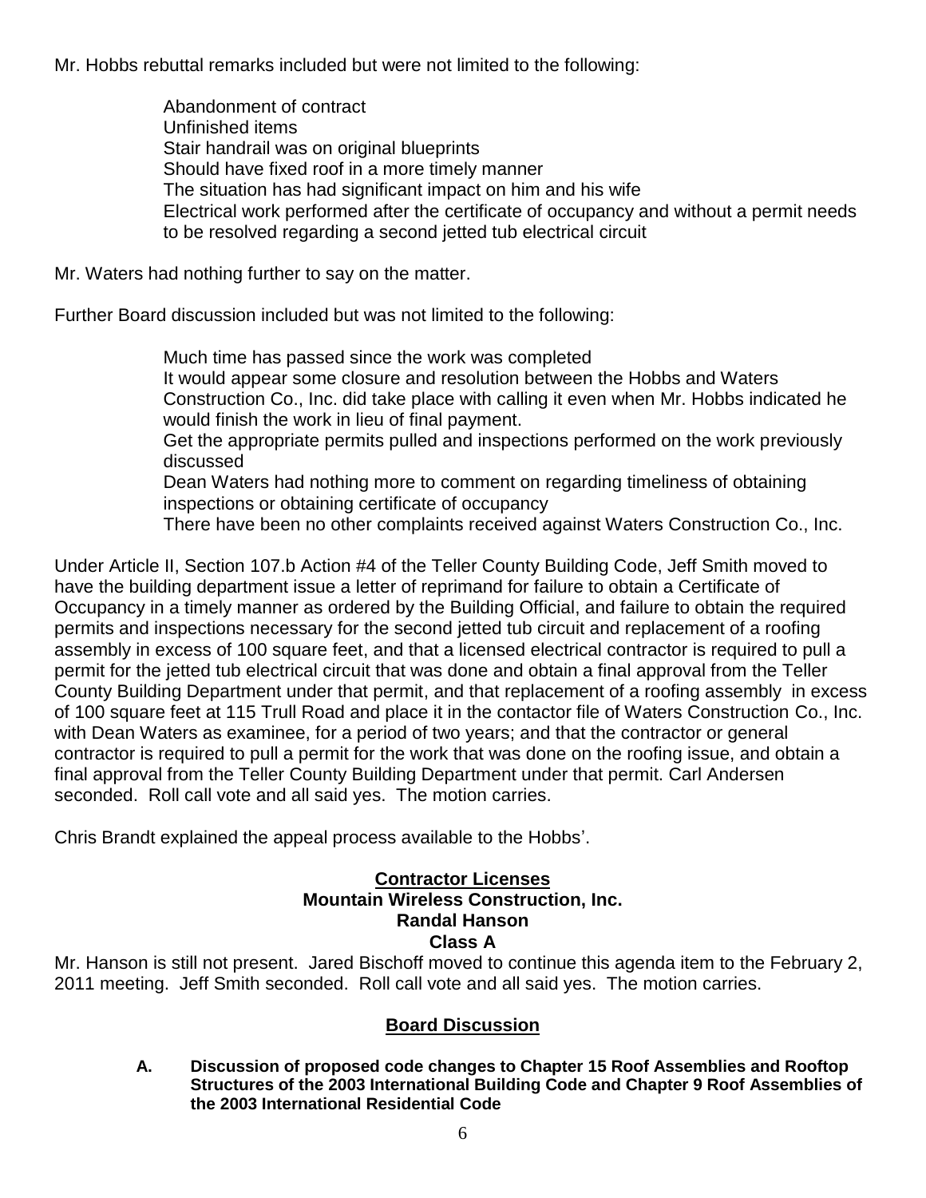Mr. Hobbs rebuttal remarks included but were not limited to the following:

> Abandonment of contract
> Unfinished items
> Stair handrail was on original blueprints
> Should have fixed roof in a more timely manner
> The situation has had significant impact on him and his wife
> Electrical work performed after the certificate of occupancy and without a permit needs to be resolved regarding a second jetted tub electrical circuit

Mr. Waters had nothing further to say on the matter.

Further Board discussion included but was not limited to the following:

> Much time has passed since the work was completed
> It would appear some closure and resolution between the Hobbs and Waters Construction Co., Inc. did take place with calling it even when Mr. Hobbs indicated he would finish the work in lieu of final payment.
> Get the appropriate permits pulled and inspections performed on the work previously discussed
> Dean Waters had nothing more to comment on regarding timeliness of obtaining inspections or obtaining certificate of occupancy
> There have been no other complaints received against Waters Construction Co., Inc.

Under Article II, Section 107.b Action #4 of the Teller County Building Code, Jeff Smith moved to have the building department issue a letter of reprimand for failure to obtain a Certificate of Occupancy in a timely manner as ordered by the Building Official, and failure to obtain the required permits and inspections necessary for the second jetted tub circuit and replacement of a roofing assembly in excess of 100 square feet, and that a licensed electrical contractor is required to pull a permit for the jetted tub electrical circuit that was done and obtain a final approval from the Teller County Building Department under that permit, and that replacement of a roofing assembly in excess of 100 square feet at 115 Trull Road and place it in the contactor file of Waters Construction Co., Inc. with Dean Waters as examinee, for a period of two years; and that the contractor or general contractor is required to pull a permit for the work that was done on the roofing issue, and obtain a final approval from the Teller County Building Department under that permit. Carl Andersen seconded. Roll call vote and all said yes. The motion carries.

Chris Brandt explained the appeal process available to the Hobbs'.

## Contractor Licenses
### Mountain Wireless Construction, Inc.
### Randal Hanson
### Class A

Mr. Hanson is still not present. Jared Bischoff moved to continue this agenda item to the February 2, 2011 meeting. Jeff Smith seconded. Roll call vote and all said yes. The motion carries.

## Board Discussion

**A. Discussion of proposed code changes to Chapter 15 Roof Assemblies and Rooftop Structures of the 2003 International Building Code and Chapter 9 Roof Assemblies of the 2003 International Residential Code**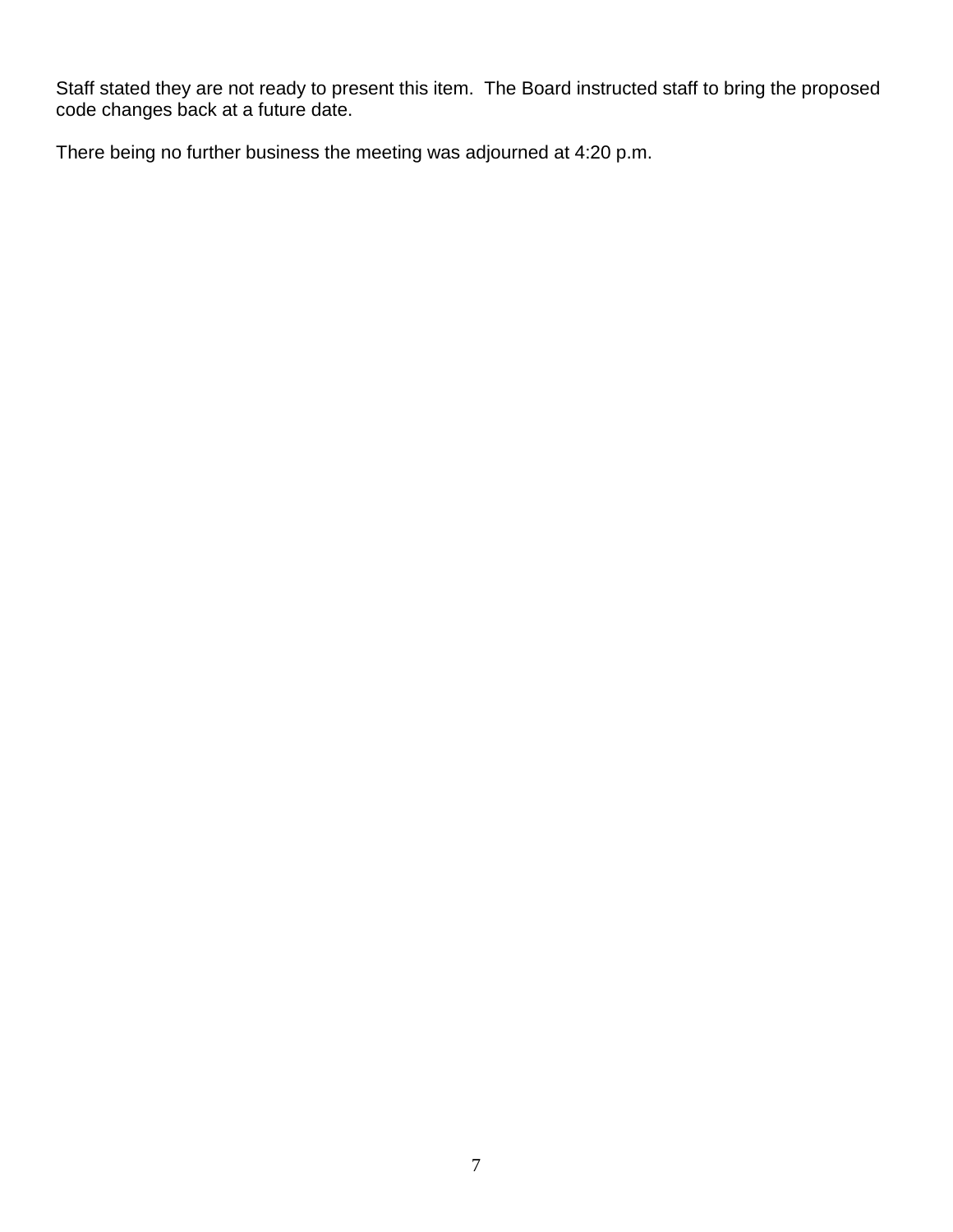Staff stated they are not ready to present this item.  The Board instructed staff to bring the proposed code changes back at a future date.

There being no further business the meeting was adjourned at 4:20 p.m.